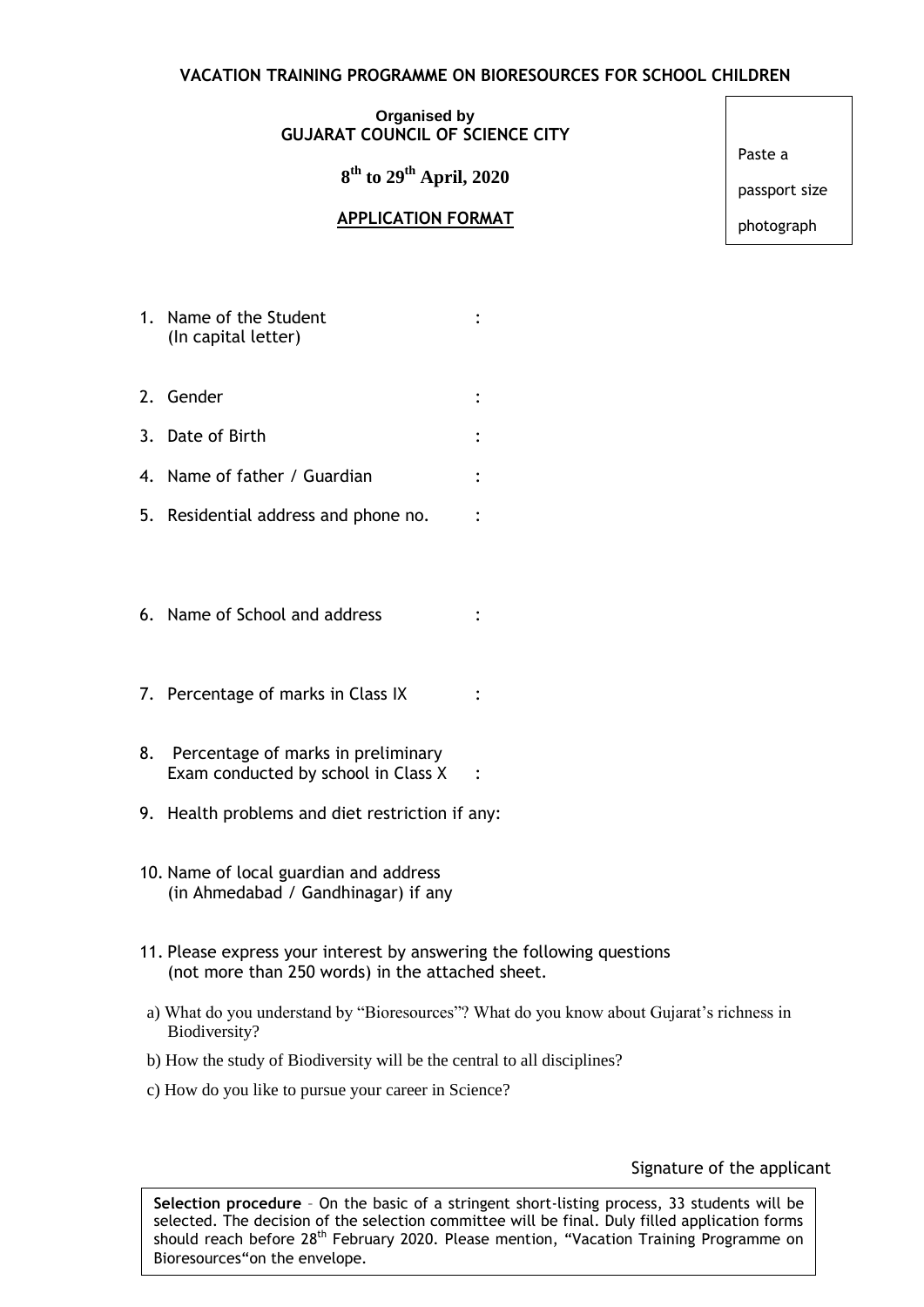## VACATION TRAINING PROGRAMME ON BIORESOURCES FOR SCHOOL CHILDREN

**Organised by**
**GUJARAT COUNCIL OF SCIENCE CITY**

**8th to 29th April, 2020**

**APPLICATION FORMAT**

Paste a passport size photograph

1. Name of the Student (In capital letter) :
2. Gender :
3. Date of Birth :
4. Name of father / Guardian :
5. Residential address and phone no. :
6. Name of School and address :
7. Percentage of marks in Class IX :
8. Percentage of marks in preliminary Exam conducted by school in Class X :
9. Health problems and diet restriction if any:
10. Name of local guardian and address (in Ahmedabad / Gandhinagar) if any
11. Please express your interest by answering the following questions (not more than 250 words) in the attached sheet.

a) What do you understand by "Bioresources"? What do you know about Gujarat's richness in Biodiversity?

b) How the study of Biodiversity will be the central to all disciplines?

c) How do you like to pursue your career in Science?

Signature of the applicant

**Selection procedure** – On the basic of a stringent short-listing process, 33 students will be selected. The decision of the selection committee will be final. Duly filled application forms should reach before 28th February 2020. Please mention, "Vacation Training Programme on Bioresources"on the envelope.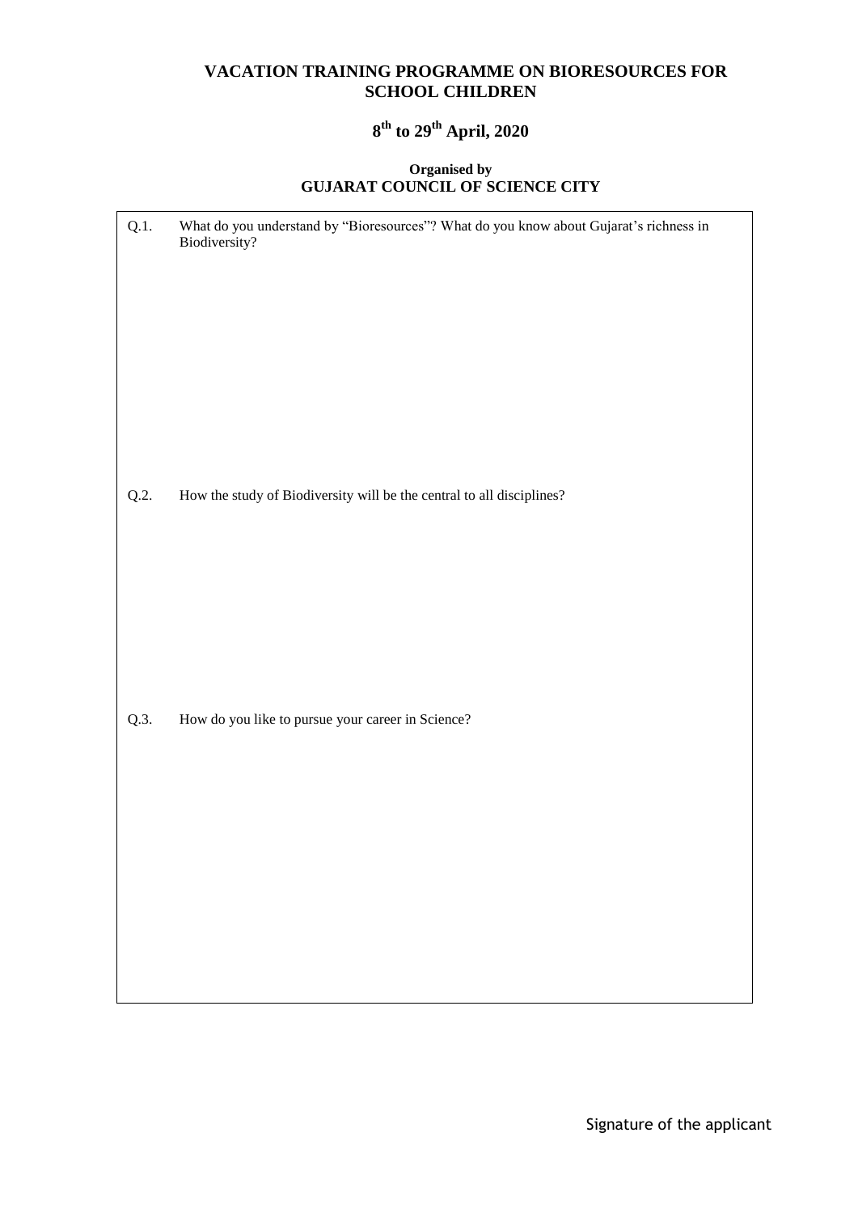# VACATION TRAINING PROGRAMME ON BIORESOURCES FOR SCHOOL CHILDREN

## 8th to 29th April, 2020

**Organised by**
**GUJARAT COUNCIL OF SCIENCE CITY**

Q.1. What do you understand by "Bioresources"? What do you know about Gujarat's richness in Biodiversity?

Q.2. How the study of Biodiversity will be the central to all disciplines?

Q.3. How do you like to pursue your career in Science?

Signature of the applicant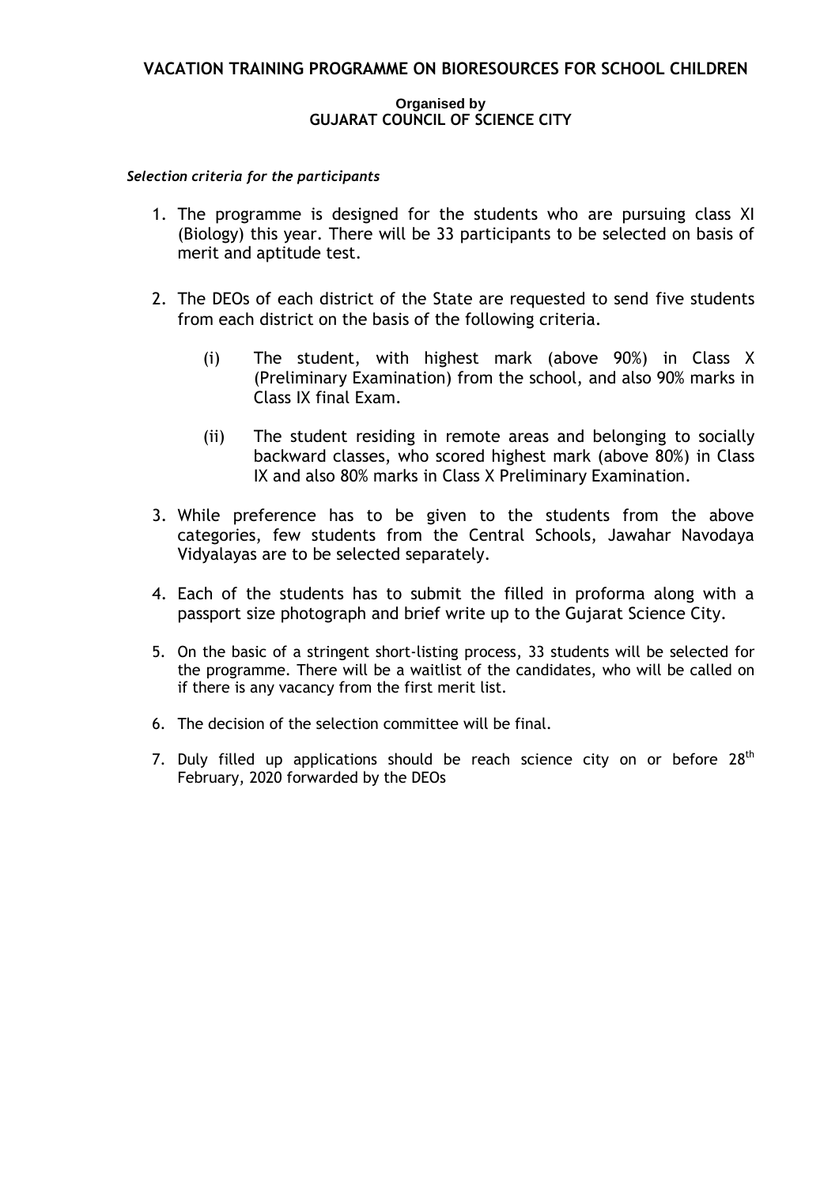## VACATION TRAINING PROGRAMME ON BIORESOURCES FOR SCHOOL CHILDREN

**Organised by**
**GUJARAT COUNCIL OF SCIENCE CITY**

***Selection criteria for the participants***

1. The programme is designed for the students who are pursuing class XI (Biology) this year. There will be 33 participants to be selected on basis of merit and aptitude test.

2. The DEOs of each district of the State are requested to send five students from each district on the basis of the following criteria.

    (i) The student, with highest mark (above 90%) in Class X (Preliminary Examination) from the school, and also 90% marks in Class IX final Exam.

    (ii) The student residing in remote areas and belonging to socially backward classes, who scored highest mark (above 80%) in Class IX and also 80% marks in Class X Preliminary Examination.

3. While preference has to be given to the students from the above categories, few students from the Central Schools, Jawahar Navodaya Vidyalayas are to be selected separately.

4. Each of the students has to submit the filled in proforma along with a passport size photograph and brief write up to the Gujarat Science City.

5. On the basic of a stringent short-listing process, 33 students will be selected for the programme. There will be a waitlist of the candidates, who will be called on if there is any vacancy from the first merit list.

6. The decision of the selection committee will be final.

7. Duly filled up applications should be reach science city on or before 28th February, 2020 forwarded by the DEOs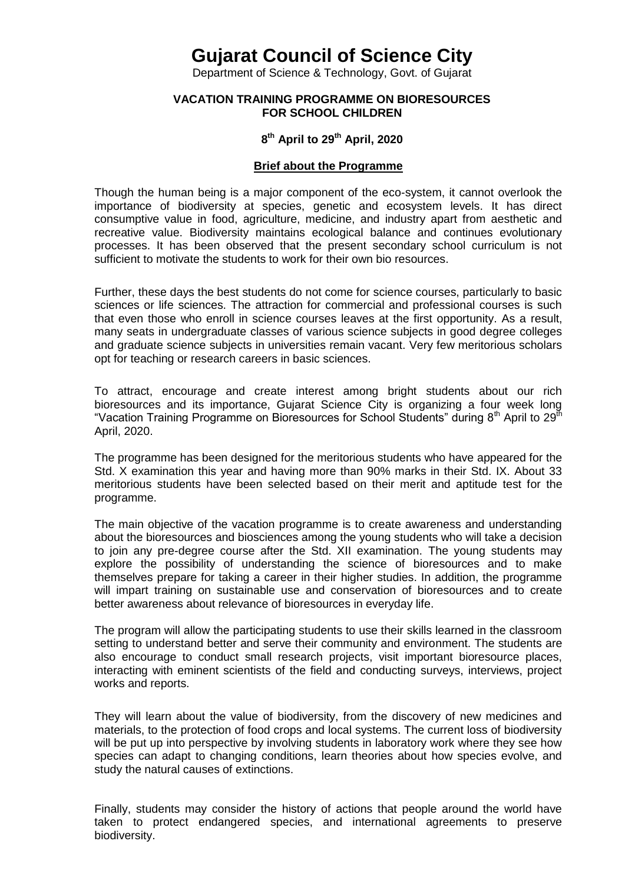# Gujarat Council of Science City

Department of Science & Technology, Govt. of Gujarat

**VACATION TRAINING PROGRAMME ON BIORESOURCES FOR SCHOOL CHILDREN**

**8th April to 29th April, 2020**

## Brief about the Programme

Though the human being is a major component of the eco-system, it cannot overlook the importance of biodiversity at species, genetic and ecosystem levels. It has direct consumptive value in food, agriculture, medicine, and industry apart from aesthetic and recreative value. Biodiversity maintains ecological balance and continues evolutionary processes. It has been observed that the present secondary school curriculum is not sufficient to motivate the students to work for their own bio resources.

Further, these days the best students do not come for science courses, particularly to basic sciences or life sciences. The attraction for commercial and professional courses is such that even those who enroll in science courses leaves at the first opportunity. As a result, many seats in undergraduate classes of various science subjects in good degree colleges and graduate science subjects in universities remain vacant. Very few meritorious scholars opt for teaching or research careers in basic sciences.

To attract, encourage and create interest among bright students about our rich bioresources and its importance, Gujarat Science City is organizing a four week long "Vacation Training Programme on Bioresources for School Students" during 8th April to 29th April, 2020.

The programme has been designed for the meritorious students who have appeared for the Std. X examination this year and having more than 90% marks in their Std. IX. About 33 meritorious students have been selected based on their merit and aptitude test for the programme.

The main objective of the vacation programme is to create awareness and understanding about the bioresources and biosciences among the young students who will take a decision to join any pre-degree course after the Std. XII examination. The young students may explore the possibility of understanding the science of bioresources and to make themselves prepare for taking a career in their higher studies. In addition, the programme will impart training on sustainable use and conservation of bioresources and to create better awareness about relevance of bioresources in everyday life.

The program will allow the participating students to use their skills learned in the classroom setting to understand better and serve their community and environment. The students are also encourage to conduct small research projects, visit important bioresource places, interacting with eminent scientists of the field and conducting surveys, interviews, project works and reports.

They will learn about the value of biodiversity, from the discovery of new medicines and materials, to the protection of food crops and local systems. The current loss of biodiversity will be put up into perspective by involving students in laboratory work where they see how species can adapt to changing conditions, learn theories about how species evolve, and study the natural causes of extinctions.

Finally, students may consider the history of actions that people around the world have taken to protect endangered species, and international agreements to preserve biodiversity.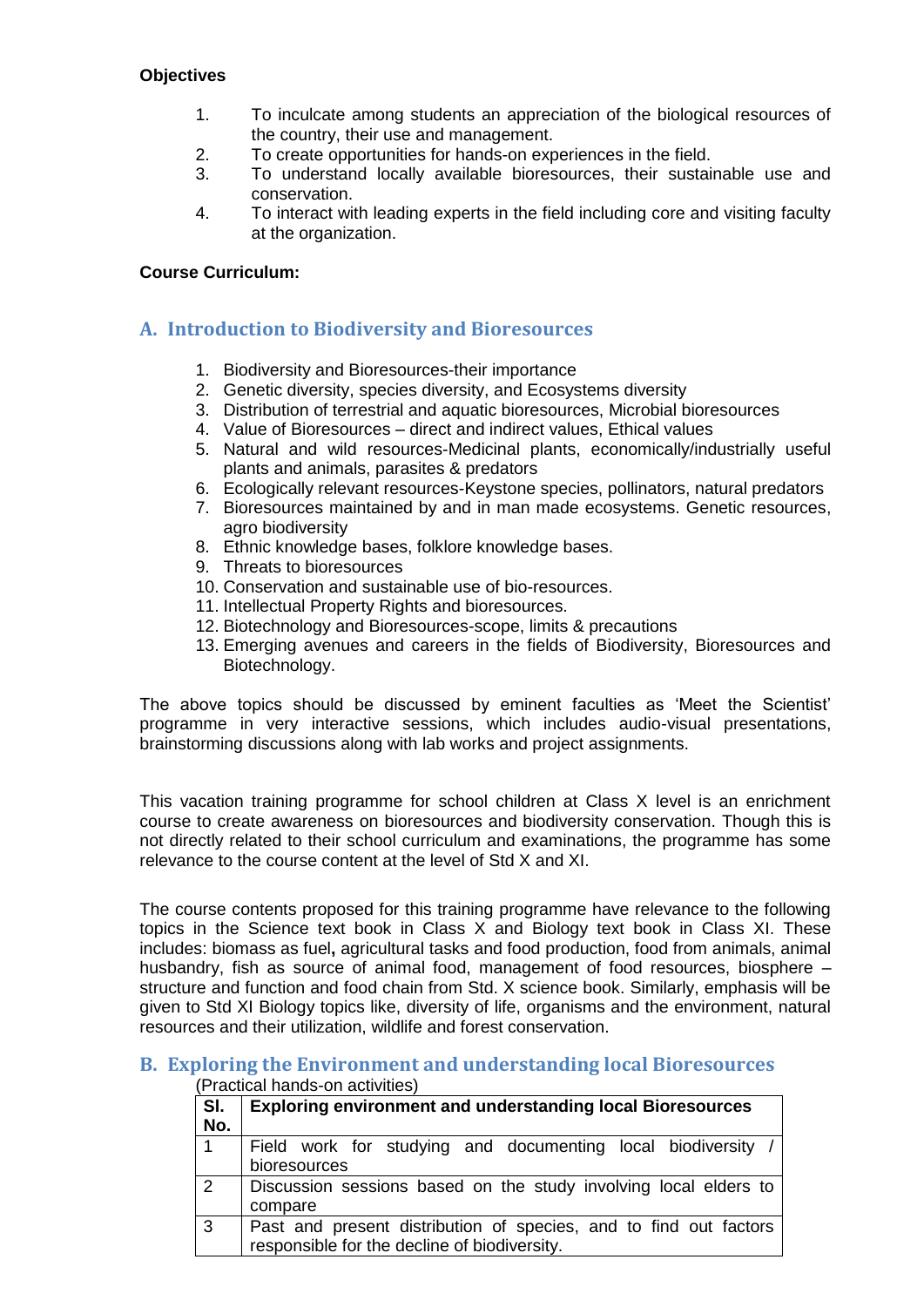**Objectives**

1. To inculcate among students an appreciation of the biological resources of the country, their use and management.
2. To create opportunities for hands-on experiences in the field.
3. To understand locally available bioresources, their sustainable use and conservation.
4. To interact with leading experts in the field including core and visiting faculty at the organization.

**Course Curriculum:**

## A. Introduction to Biodiversity and Bioresources

1. Biodiversity and Bioresources-their importance
2. Genetic diversity, species diversity, and Ecosystems diversity
3. Distribution of terrestrial and aquatic bioresources, Microbial bioresources
4. Value of Bioresources – direct and indirect values, Ethical values
5. Natural and wild resources-Medicinal plants, economically/industrially useful plants and animals, parasites & predators
6. Ecologically relevant resources-Keystone species, pollinators, natural predators
7. Bioresources maintained by and in man made ecosystems. Genetic resources, agro biodiversity
8. Ethnic knowledge bases, folklore knowledge bases.
9. Threats to bioresources
10. Conservation and sustainable use of bio-resources.
11. Intellectual Property Rights and bioresources.
12. Biotechnology and Bioresources-scope, limits & precautions
13. Emerging avenues and careers in the fields of Biodiversity, Bioresources and Biotechnology.

The above topics should be discussed by eminent faculties as 'Meet the Scientist' programme in very interactive sessions, which includes audio-visual presentations, brainstorming discussions along with lab works and project assignments.

This vacation training programme for school children at Class X level is an enrichment course to create awareness on bioresources and biodiversity conservation. Though this is not directly related to their school curriculum and examinations, the programme has some relevance to the course content at the level of Std X and XI.

The course contents proposed for this training programme have relevance to the following topics in the Science text book in Class X and Biology text book in Class XI. These includes: biomass as fuel**,** agricultural tasks and food production, food from animals, animal husbandry, fish as source of animal food, management of food resources, biosphere – structure and function and food chain from Std. X science book. Similarly, emphasis will be given to Std XI Biology topics like, diversity of life, organisms and the environment, natural resources and their utilization, wildlife and forest conservation.

## B. Exploring the Environment and understanding local Bioresources

(Practical hands-on activities)

| Sl. No. | Exploring environment and understanding local Bioresources |
|---|---|
| 1 | Field work for studying and documenting local biodiversity / bioresources |
| 2 | Discussion sessions based on the study involving local elders to compare |
| 3 | Past and present distribution of species, and to find out factors responsible for the decline of biodiversity. |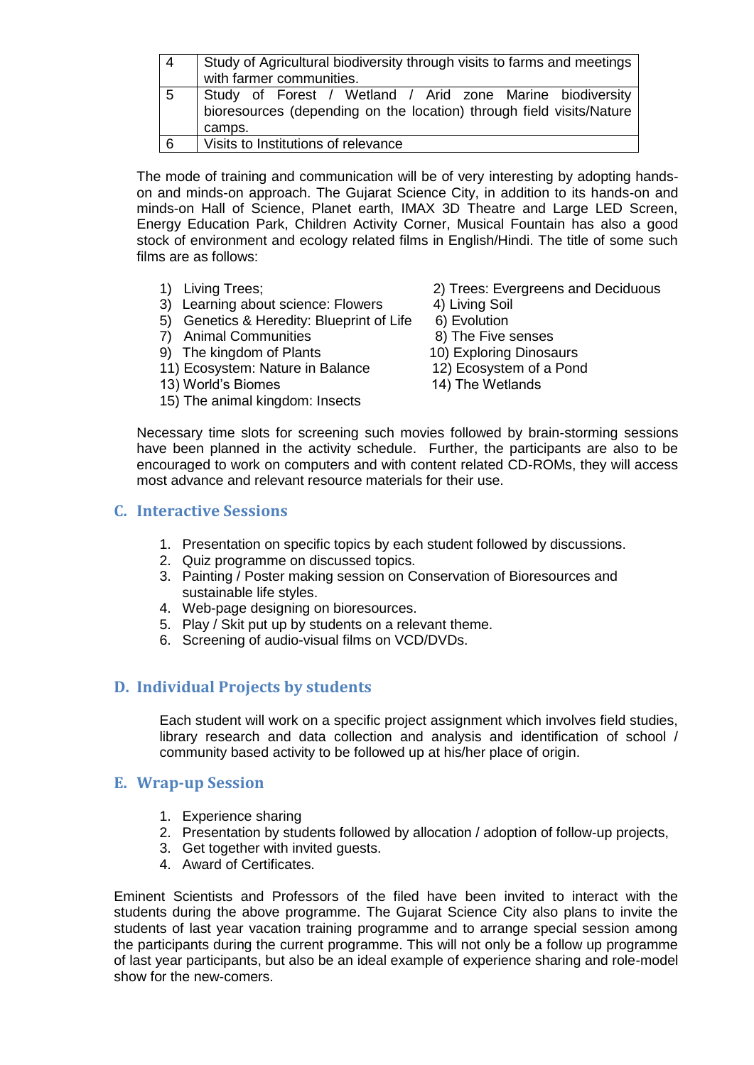| | |
|---|---|
| 4 | Study of Agricultural biodiversity through visits to farms and meetings with farmer communities. |
| 5 | Study of Forest / Wetland / Arid zone Marine biodiversity bioresources (depending on the location) through field visits/Nature camps. |
| 6 | Visits to Institutions of relevance |

The mode of training and communication will be of very interesting by adopting hands-on and minds-on approach. The Gujarat Science City, in addition to its hands-on and minds-on Hall of Science, Planet earth, IMAX 3D Theatre and Large LED Screen, Energy Education Park, Children Activity Corner, Musical Fountain has also a good stock of environment and ecology related films in English/Hindi. The title of some such films are as follows:

1) Living Trees;
2) Trees: Evergreens and Deciduous
3) Learning about science: Flowers
4) Living Soil
5) Genetics & Heredity: Blueprint of Life
6) Evolution
7) Animal Communities
8) The Five senses
9) The kingdom of Plants
10) Exploring Dinosaurs
11) Ecosystem: Nature in Balance
12) Ecosystem of a Pond
13) World's Biomes
14) The Wetlands
15) The animal kingdom: Insects

Necessary time slots for screening such movies followed by brain-storming sessions have been planned in the activity schedule. Further, the participants are also to be encouraged to work on computers and with content related CD-ROMs, they will access most advance and relevant resource materials for their use.

## C. Interactive Sessions

1. Presentation on specific topics by each student followed by discussions.
2. Quiz programme on discussed topics.
3. Painting / Poster making session on Conservation of Bioresources and sustainable life styles.
4. Web-page designing on bioresources.
5. Play / Skit put up by students on a relevant theme.
6. Screening of audio-visual films on VCD/DVDs.

## D. Individual Projects by students

Each student will work on a specific project assignment which involves field studies, library research and data collection and analysis and identification of school / community based activity to be followed up at his/her place of origin.

## E. Wrap-up Session

1. Experience sharing
2. Presentation by students followed by allocation / adoption of follow-up projects,
3. Get together with invited guests.
4. Award of Certificates.

Eminent Scientists and Professors of the filed have been invited to interact with the students during the above programme. The Gujarat Science City also plans to invite the students of last year vacation training programme and to arrange special session among the participants during the current programme. This will not only be a follow up programme of last year participants, but also be an ideal example of experience sharing and role-model show for the new-comers.